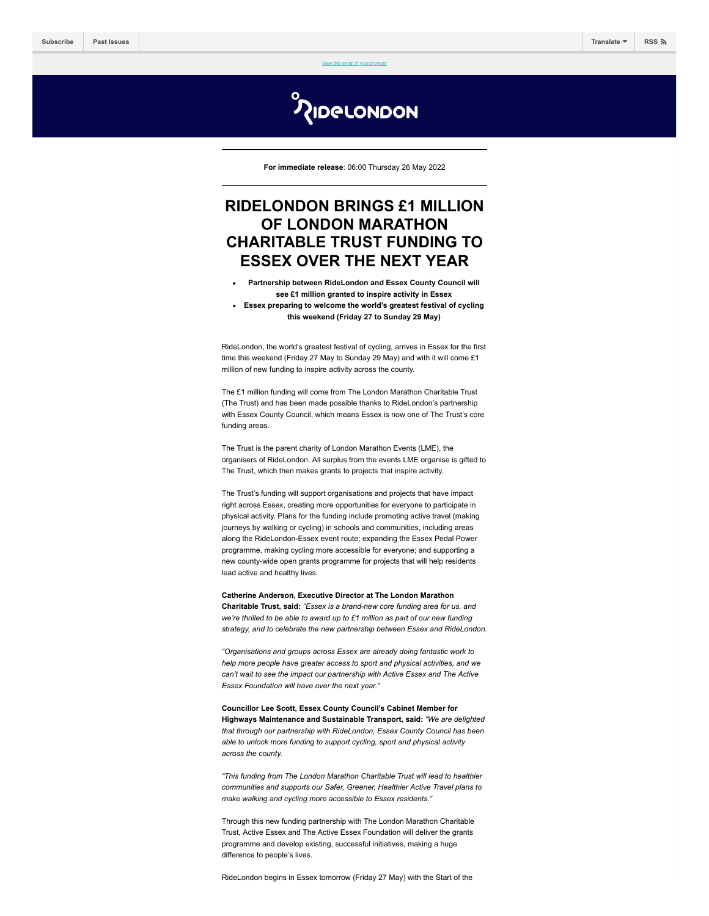Subscribe | Past Issues | Translate | RSS

View this email in your browser

**For immediate release**: 06:00 Thursday 26 May 2022

# RIDELONDON BRINGS £1 MILLION OF LONDON MARATHON CHARITABLE TRUST FUNDING TO ESSEX OVER THE NEXT YEAR

- **Partnership between RideLondon and Essex County Council will see £1 million granted to inspire activity in Essex**
- **Essex preparing to welcome the world's greatest festival of cycling this weekend (Friday 27 to Sunday 29 May)**

RideLondon, the world's greatest festival of cycling, arrives in Essex for the first time this weekend (Friday 27 May to Sunday 29 May) and with it will come £1 million of new funding to inspire activity across the county.

The £1 million funding will come from The London Marathon Charitable Trust (The Trust) and has been made possible thanks to RideLondon's partnership with Essex County Council, which means Essex is now one of The Trust's core funding areas.

The Trust is the parent charity of London Marathon Events (LME), the organisers of RideLondon. All surplus from the events LME organise is gifted to The Trust, which then makes grants to projects that inspire activity.

The Trust's funding will support organisations and projects that have impact right across Essex, creating more opportunities for everyone to participate in physical activity. Plans for the funding include promoting active travel (making journeys by walking or cycling) in schools and communities, including areas along the RideLondon-Essex event route; expanding the Essex Pedal Power programme, making cycling more accessible for everyone; and supporting a new county-wide open grants programme for projects that will help residents lead active and healthy lives.

**Catherine Anderson, Executive Director at The London Marathon Charitable Trust, said:** *"Essex is a brand-new core funding area for us, and we're thrilled to be able to award up to £1 million as part of our new funding strategy, and to celebrate the new partnership between Essex and RideLondon.*

*"Organisations and groups across Essex are already doing fantastic work to help more people have greater access to sport and physical activities, and we can't wait to see the impact our partnership with Active Essex and The Active Essex Foundation will have over the next year."*

**Councillor Lee Scott, Essex County Council's Cabinet Member for Highways Maintenance and Sustainable Transport, said:** *"We are delighted that through our partnership with RideLondon, Essex County Council has been able to unlock more funding to support cycling, sport and physical activity across the county.*

*"This funding from The London Marathon Charitable Trust will lead to healthier communities and supports our Safer, Greener, Healthier Active Travel plans to make walking and cycling more accessible to Essex residents."*

Through this new funding partnership with The London Marathon Charitable Trust, Active Essex and The Active Essex Foundation will deliver the grants programme and develop existing, successful initiatives, making a huge difference to people's lives.

RideLondon begins in Essex tomorrow (Friday 27 May) with the Start of the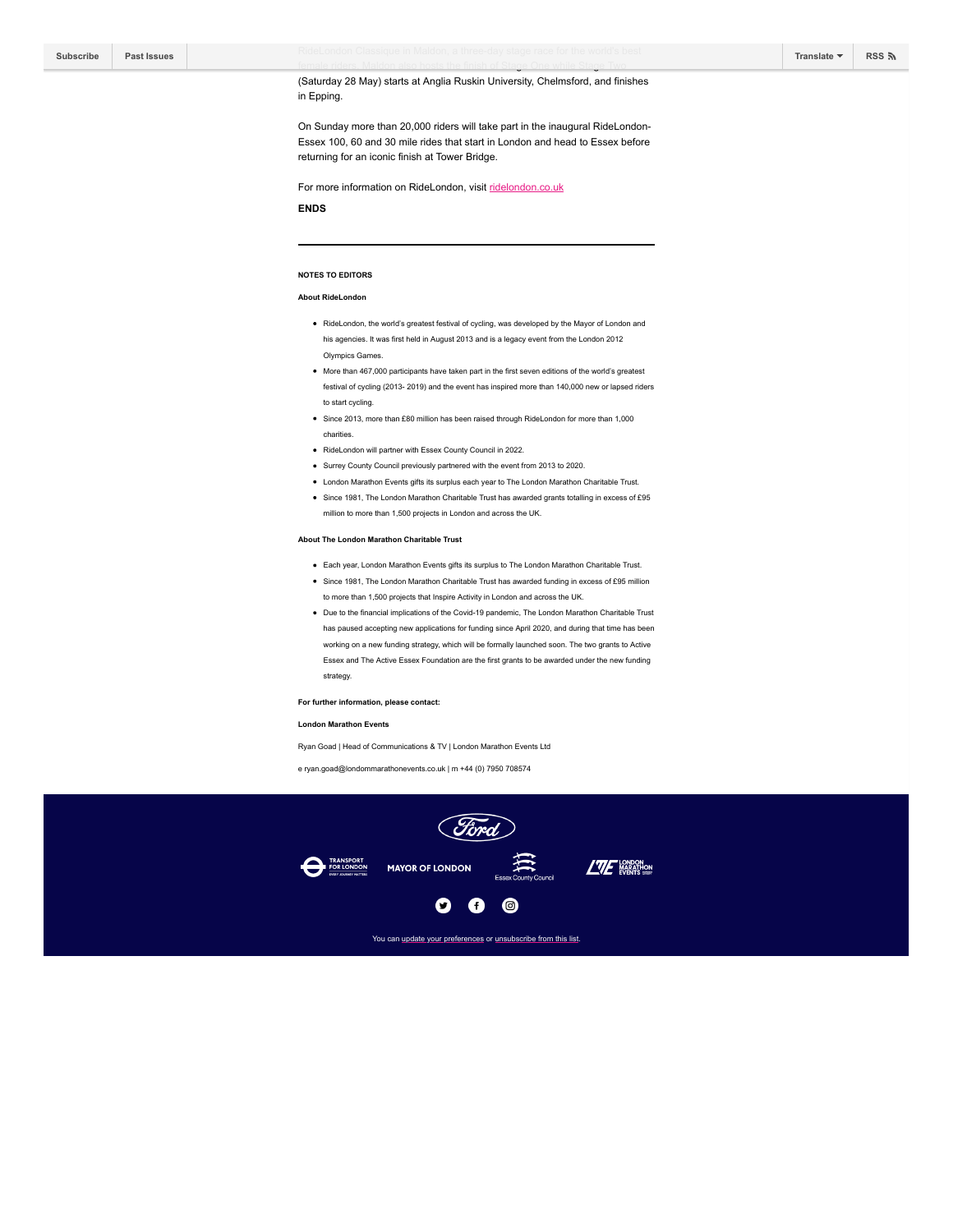RideLondon Classique in Maldon, a three-day stage race for the world's best female riders. Maldon also hosts the finish of Stage One while Stage Two (Saturday 28 May) starts at Anglia Ruskin University, Chelmsford, and finishes in Epping.

On Sunday more than 20,000 riders will take part in the inaugural RideLondon-Essex 100, 60 and 30 mile rides that start in London and head to Essex before returning for an iconic finish at Tower Bridge.

For more information on RideLondon, visit ridelondon.co.uk

**ENDS**

---

**NOTES TO EDITORS**

**About RideLondon**

- RideLondon, the world's greatest festival of cycling, was developed by the Mayor of London and his agencies. It was first held in August 2013 and is a legacy event from the London 2012 Olympics Games.
- More than 467,000 participants have taken part in the first seven editions of the world's greatest festival of cycling (2013- 2019) and the event has inspired more than 140,000 new or lapsed riders to start cycling.
- Since 2013, more than £80 million has been raised through RideLondon for more than 1,000 charities.
- RideLondon will partner with Essex County Council in 2022.
- Surrey County Council previously partnered with the event from 2013 to 2020.
- London Marathon Events gifts its surplus each year to The London Marathon Charitable Trust.
- Since 1981, The London Marathon Charitable Trust has awarded grants totalling in excess of £95 million to more than 1,500 projects in London and across the UK.

**About The London Marathon Charitable Trust**

- Each year, London Marathon Events gifts its surplus to The London Marathon Charitable Trust.
- Since 1981, The London Marathon Charitable Trust has awarded funding in excess of £95 million to more than 1,500 projects that Inspire Activity in London and across the UK.
- Due to the financial implications of the Covid-19 pandemic, The London Marathon Charitable Trust has paused accepting new applications for funding since April 2020, and during that time has been working on a new funding strategy, which will be formally launched soon. The two grants to Active Essex and The Active Essex Foundation are the first grants to be awarded under the new funding strategy.

**For further information, please contact:**

**London Marathon Events**

Ryan Goad | Head of Communications & TV | London Marathon Events Ltd

e ryan.goad@londommarathonevents.co.uk | m +44 (0) 7950 708574

You can update your preferences or unsubscribe from this list.